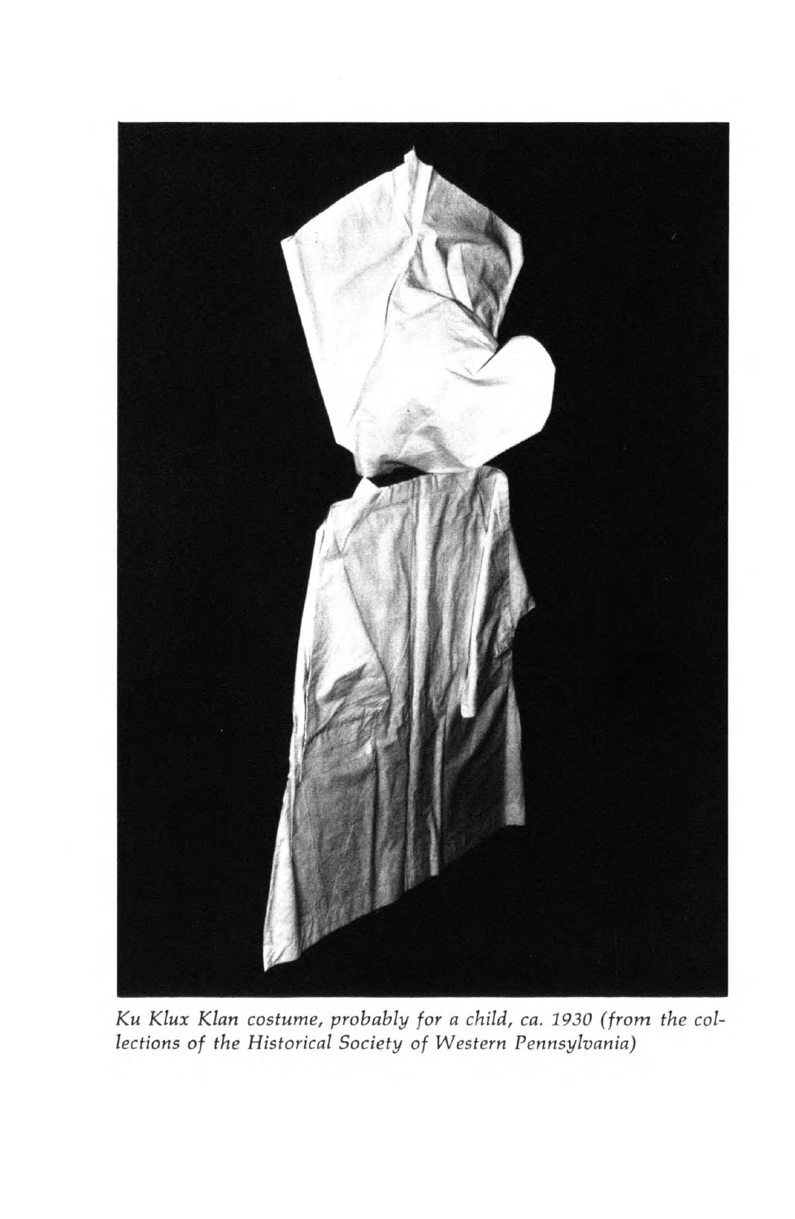*Ku Klux Klan costume, probably for a child, ca. 1930 (from the collections of the Historical Society of Western Pennsylvania)*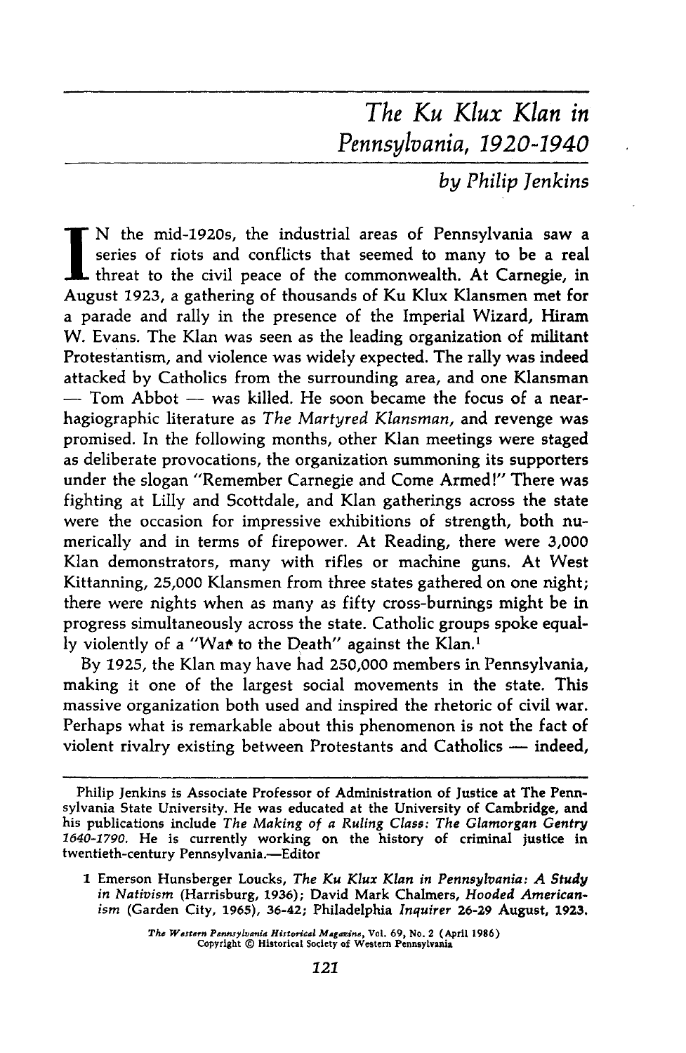# *The Ku Klux Klan in Pennsylvania, 1920-1940*

*by Philip Jenkins*

IN the mid-1920s, the industrial areas of Pennsylvania saw a series of riots and conflicts that seemed to many to be a real threat to the civil peace of the commonwealth. At Carnegie, in August 1923, a gathering of thousands of Ku Klux Klansmen met for a parade and rally in the presence of the Imperial Wizard, Hiram W. Evans. The Klan was seen as the leading organization of militant Protestantism, and violence was widely expected. The rally was indeed attacked by Catholics from the surrounding area, and one Klansman — Tom Abbot — was killed. He soon became the focus of a near-hagiographic literature as *The Martyred Klansman*, and revenge was promised. In the following months, other Klan meetings were staged as deliberate provocations, the organization summoning its supporters under the slogan "Remember Carnegie and Come Armed!" There was fighting at Lilly and Scottdale, and Klan gatherings across the state were the occasion for impressive exhibitions of strength, both numerically and in terms of firepower. At Reading, there were 3,000 Klan demonstrators, many with rifles or machine guns. At West Kittanning, 25,000 Klansmen from three states gathered on one night; there were nights when as many as fifty cross-burnings might be in progress simultaneously across the state. Catholic groups spoke equally violently of a "War to the Death" against the Klan.[1]

By 1925, the Klan may have had 250,000 members in Pennsylvania, making it one of the largest social movements in the state. This massive organization both used and inspired the rhetoric of civil war. Perhaps what is remarkable about this phenomenon is not the fact of violent rivalry existing between Protestants and Catholics — indeed,

---

Philip Jenkins is Associate Professor of Administration of Justice at The Pennsylvania State University. He was educated at the University of Cambridge, and his publications include *The Making of a Ruling Class: The Glamorgan Gentry 1640-1790*. He is currently working on the history of criminal justice in twentieth-century Pennsylvania.—Editor

1 Emerson Hunsberger Loucks, *The Ku Klux Klan in Pennsylvania: A Study in Nativism* (Harrisburg, 1936); David Mark Chalmers, *Hooded Americanism* (Garden City, 1965), 36-42; Philadelphia *Inquirer* 26-29 August, 1923.

*The Western Pennsylvania Historical Magazine*, Vol. 69, No. 2 (April 1986)
Copyright © Historical Society of Western Pennsylvania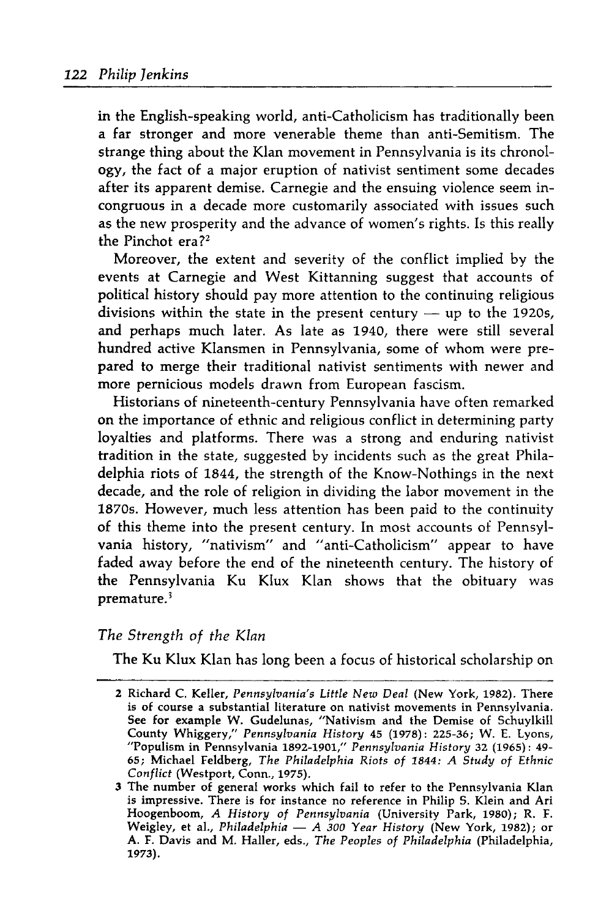in the English-speaking world, anti-Catholicism has traditionally been a far stronger and more venerable theme than anti-Semitism. The strange thing about the Klan movement in Pennsylvania is its chronology, the fact of a major eruption of nativist sentiment some decades after its apparent demise. Carnegie and the ensuing violence seem incongruous in a decade more customarily associated with issues such as the new prosperity and the advance of women's rights. Is this really the Pinchot era?[2]

Moreover, the extent and severity of the conflict implied by the events at Carnegie and West Kittanning suggest that accounts of political history should pay more attention to the continuing religious divisions within the state in the present century — up to the 1920s, and perhaps much later. As late as 1940, there were still several hundred active Klansmen in Pennsylvania, some of whom were prepared to merge their traditional nativist sentiments with newer and more pernicious models drawn from European fascism.

Historians of nineteenth-century Pennsylvania have often remarked on the importance of ethnic and religious conflict in determining party loyalties and platforms. There was a strong and enduring nativist tradition in the state, suggested by incidents such as the great Philadelphia riots of 1844, the strength of the Know-Nothings in the next decade, and the role of religion in dividing the labor movement in the 1870s. However, much less attention has been paid to the continuity of this theme into the present century. In most accounts of Pennsylvania history, "nativism" and "anti-Catholicism" appear to have faded away before the end of the nineteenth century. The history of the Pennsylvania Ku Klux Klan shows that the obituary was premature.[3]

### *The Strength of the Klan*

The Ku Klux Klan has long been a focus of historical scholarship on

---

2 Richard C. Keller, *Pennsylvania's Little New Deal* (New York, 1982). There is of course a substantial literature on nativist movements in Pennsylvania. See for example W. Gudelunas, "Nativism and the Demise of Schuylkill County Whiggery," *Pennsylvania History* 45 (1978): 225-36; W. E. Lyons, "Populism in Pennsylvania 1892-1901," *Pennsylvania History* 32 (1965): 49-65; Michael Feldberg, *The Philadelphia Riots of 1844: A Study of Ethnic Conflict* (Westport, Conn., 1975).

3 The number of general works which fail to refer to the Pennsylvania Klan is impressive. There is for instance no reference in Philip S. Klein and Ari Hoogenboom, *A History of Pennsylvania* (University Park, 1980); R. F. Weigley, et al., *Philadelphia — A 300 Year History* (New York, 1982); or A. F. Davis and M. Haller, eds., *The Peoples of Philadelphia* (Philadelphia, 1973).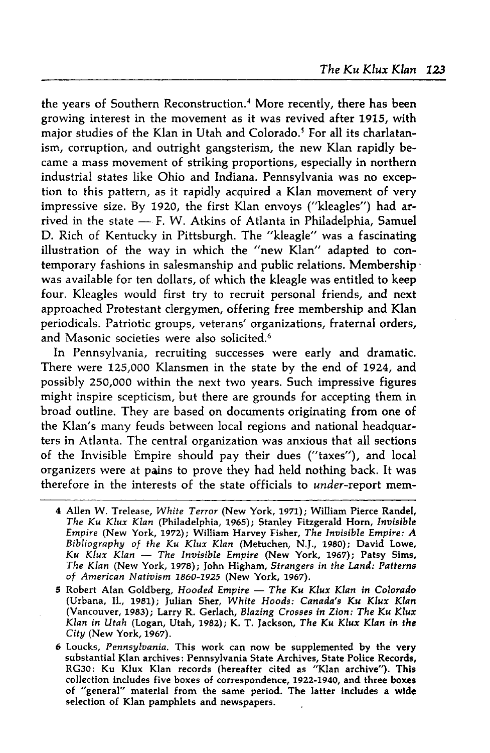the years of Southern Reconstruction.[4] More recently, there has been growing interest in the movement as it was revived after 1915, with major studies of the Klan in Utah and Colorado.[5] For all its charlatanism, corruption, and outright gangsterism, the new Klan rapidly became a mass movement of striking proportions, especially in northern industrial states like Ohio and Indiana. Pennsylvania was no exception to this pattern, as it rapidly acquired a Klan movement of very impressive size. By 1920, the first Klan envoys ("kleagles") had arrived in the state — F. W. Atkins of Atlanta in Philadelphia, Samuel D. Rich of Kentucky in Pittsburgh. The "kleagle" was a fascinating illustration of the way in which the "new Klan" adapted to contemporary fashions in salesmanship and public relations. Membership was available for ten dollars, of which the kleagle was entitled to keep four. Kleagles would first try to recruit personal friends, and next approached Protestant clergymen, offering free membership and Klan periodicals. Patriotic groups, veterans' organizations, fraternal orders, and Masonic societies were also solicited.[6]

In Pennsylvania, recruiting successes were early and dramatic. There were 125,000 Klansmen in the state by the end of 1924, and possibly 250,000 within the next two years. Such impressive figures might inspire scepticism, but there are grounds for accepting them in broad outline. They are based on documents originating from one of the Klan's many feuds between local regions and national headquarters in Atlanta. The central organization was anxious that all sections of the Invisible Empire should pay their dues ("taxes"), and local organizers were at pains to prove they had held nothing back. It was therefore in the interests of the state officials to *under*-report mem-

---

4 Allen W. Trelease, *White Terror* (New York, 1971); William Pierce Randel, *The Ku Klux Klan* (Philadelphia, 1965); Stanley Fitzgerald Horn, *Invisible Empire* (New York, 1972); William Harvey Fisher, *The Invisible Empire: A Bibliography of the Ku Klux Klan* (Metuchen, N.J., 1980); David Lowe, *Ku Klux Klan — The Invisible Empire* (New York, 1967); Patsy Sims, *The Klan* (New York, 1978); John Higham, *Strangers in the Land: Patterns of American Nativism 1860-1925* (New York, 1967).

5 Robert Alan Goldberg, *Hooded Empire — The Ku Klux Klan in Colorado* (Urbana, Il., 1981); Julian Sher, *White Hoods: Canada's Ku Klux Klan* (Vancouver, 1983); Larry R. Gerlach, *Blazing Crosses in Zion: The Ku Klux Klan in Utah* (Logan, Utah, 1982); K. T. Jackson, *The Ku Klux Klan in the City* (New York, 1967).

6 Loucks, *Pennsylvania*. This work can now be supplemented by the very substantial Klan archives: Pennsylvania State Archives, State Police Records, RG30: Ku Klux Klan records (hereafter cited as "Klan archive"). This collection includes five boxes of correspondence, 1922-1940, and three boxes of "general" material from the same period. The latter includes a wide selection of Klan pamphlets and newspapers.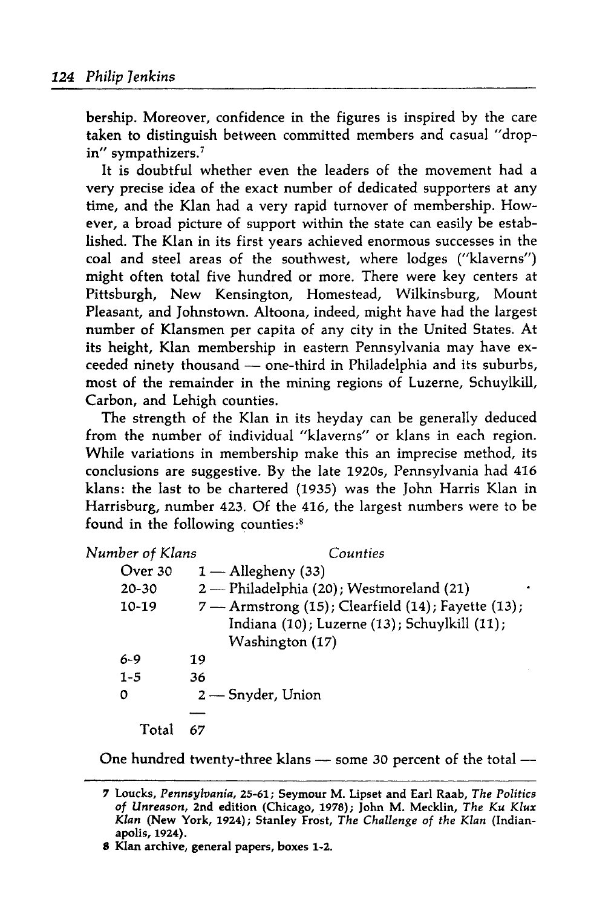bership. Moreover, confidence in the figures is inspired by the care taken to distinguish between committed members and casual "drop-in" sympathizers.[7]

It is doubtful whether even the leaders of the movement had a very precise idea of the exact number of dedicated supporters at any time, and the Klan had a very rapid turnover of membership. However, a broad picture of support within the state can easily be established. The Klan in its first years achieved enormous successes in the coal and steel areas of the southwest, where lodges ("klaverns") might often total five hundred or more. There were key centers at Pittsburgh, New Kensington, Homestead, Wilkinsburg, Mount Pleasant, and Johnstown. Altoona, indeed, might have had the largest number of Klansmen per capita of any city in the United States. At its height, Klan membership in eastern Pennsylvania may have exceeded ninety thousand — one-third in Philadelphia and its suburbs, most of the remainder in the mining regions of Luzerne, Schuylkill, Carbon, and Lehigh counties.

The strength of the Klan in its heyday can be generally deduced from the number of individual "klaverns" or klans in each region. While variations in membership make this an imprecise method, its conclusions are suggestive. By the late 1920s, Pennsylvania had 416 klans: the last to be chartered (1935) was the John Harris Klan in Harrisburg, number 423. Of the 416, the largest numbers were to be found in the following counties:[8]

| *Number of Klans* | *Counties* |
|---|---|
| Over 30 | 1 — Allegheny (33) |
| 20-30 | 2 — Philadelphia (20); Westmoreland (21) |
| 10-19 | 7 — Armstrong (15); Clearfield (14); Fayette (13); Indiana (10); Luzerne (13); Schuylkill (11); Washington (17) |
| 6-9 | 19 |
| 1-5 | 36 |
| 0 | 2 — Snyder, Union |
| Total | 67 |

One hundred twenty-three klans — some 30 percent of the total —

---

7 Loucks, *Pennsylvania*, 25-61; Seymour M. Lipset and Earl Raab, *The Politics of Unreason*, 2nd edition (Chicago, 1978); John M. Mecklin, *The Ku Klux Klan* (New York, 1924); Stanley Frost, *The Challenge of the Klan* (Indianapolis, 1924).

8 Klan archive, general papers, boxes 1-2.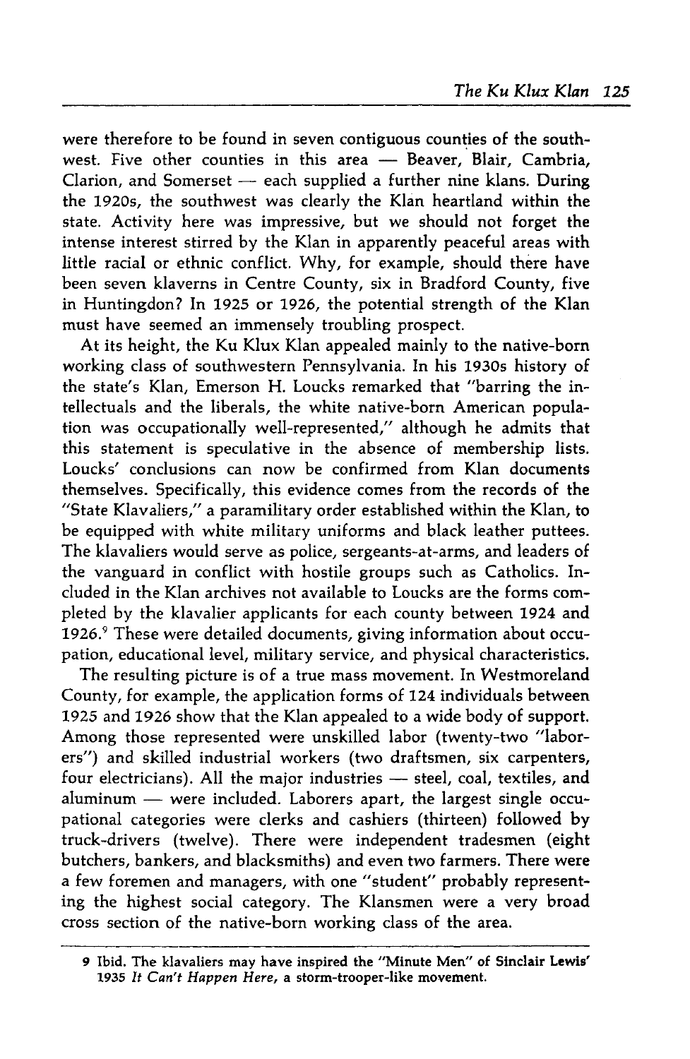were therefore to be found in seven contiguous counties of the southwest. Five other counties in this area — Beaver, Blair, Cambria, Clarion, and Somerset — each supplied a further nine klans. During the 1920s, the southwest was clearly the Klan heartland within the state. Activity here was impressive, but we should not forget the intense interest stirred by the Klan in apparently peaceful areas with little racial or ethnic conflict. Why, for example, should there have been seven klaverns in Centre County, six in Bradford County, five in Huntingdon? In 1925 or 1926, the potential strength of the Klan must have seemed an immensely troubling prospect.

At its height, the Ku Klux Klan appealed mainly to the native-born working class of southwestern Pennsylvania. In his 1930s history of the state's Klan, Emerson H. Loucks remarked that "barring the intellectuals and the liberals, the white native-born American population was occupationally well-represented," although he admits that this statement is speculative in the absence of membership lists. Loucks' conclusions can now be confirmed from Klan documents themselves. Specifically, this evidence comes from the records of the "State Klavaliers," a paramilitary order established within the Klan, to be equipped with white military uniforms and black leather puttees. The klavaliers would serve as police, sergeants-at-arms, and leaders of the vanguard in conflict with hostile groups such as Catholics. Included in the Klan archives not available to Loucks are the forms completed by the klavalier applicants for each county between 1924 and 1926.[9] These were detailed documents, giving information about occupation, educational level, military service, and physical characteristics.

The resulting picture is of a true mass movement. In Westmoreland County, for example, the application forms of 124 individuals between 1925 and 1926 show that the Klan appealed to a wide body of support. Among those represented were unskilled labor (twenty-two "laborers") and skilled industrial workers (two draftsmen, six carpenters, four electricians). All the major industries — steel, coal, textiles, and aluminum — were included. Laborers apart, the largest single occupational categories were clerks and cashiers (thirteen) followed by truck-drivers (twelve). There were independent tradesmen (eight butchers, bankers, and blacksmiths) and even two farmers. There were a few foremen and managers, with one "student" probably representing the highest social category. The Klansmen were a very broad cross section of the native-born working class of the area.

---

9 Ibid. The klavaliers may have inspired the "Minute Men" of Sinclair Lewis' 1935 *It Can't Happen Here*, a storm-trooper-like movement.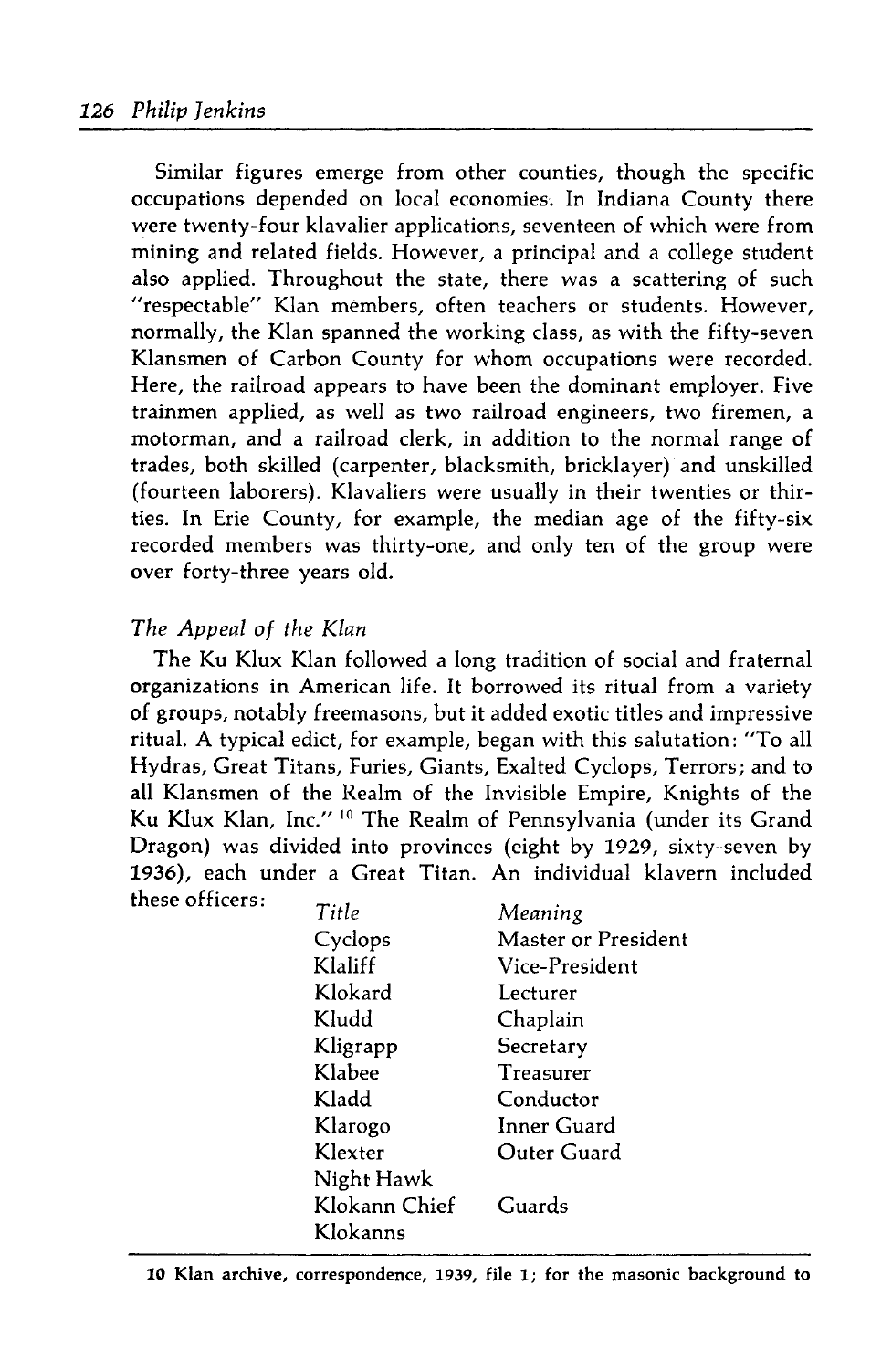Similar figures emerge from other counties, though the specific occupations depended on local economies. In Indiana County there were twenty-four klavalier applications, seventeen of which were from mining and related fields. However, a principal and a college student also applied. Throughout the state, there was a scattering of such "respectable" Klan members, often teachers or students. However, normally, the Klan spanned the working class, as with the fifty-seven Klansmen of Carbon County for whom occupations were recorded. Here, the railroad appears to have been the dominant employer. Five trainmen applied, as well as two railroad engineers, two firemen, a motorman, and a railroad clerk, in addition to the normal range of trades, both skilled (carpenter, blacksmith, bricklayer) and unskilled (fourteen laborers). Klavaliers were usually in their twenties or thirties. In Erie County, for example, the median age of the fifty-six recorded members was thirty-one, and only ten of the group were over forty-three years old.

### *The Appeal of the Klan*

The Ku Klux Klan followed a long tradition of social and fraternal organizations in American life. It borrowed its ritual from a variety of groups, notably freemasons, but it added exotic titles and impressive ritual. A typical edict, for example, began with this salutation: "To all Hydras, Great Titans, Furies, Giants, Exalted Cyclops, Terrors; and to all Klansmen of the Realm of the Invisible Empire, Knights of the Ku Klux Klan, Inc."[10] The Realm of Pennsylvania (under its Grand Dragon) was divided into provinces (eight by 1929, sixty-seven by 1936), each under a Great Titan. An individual klavern included these officers:

| *Title* | *Meaning* |
|---|---|
| Cyclops | Master or President |
| Klaliff | Vice-President |
| Klokard | Lecturer |
| Kludd | Chaplain |
| Kligrapp | Secretary |
| Klabee | Treasurer |
| Kladd | Conductor |
| Klarogo | Inner Guard |
| Klexter | Outer Guard |
| Night Hawk | |
| Klokann Chief | Guards |
| Klokanns | |

10 Klan archive, correspondence, 1939, file 1; for the masonic background to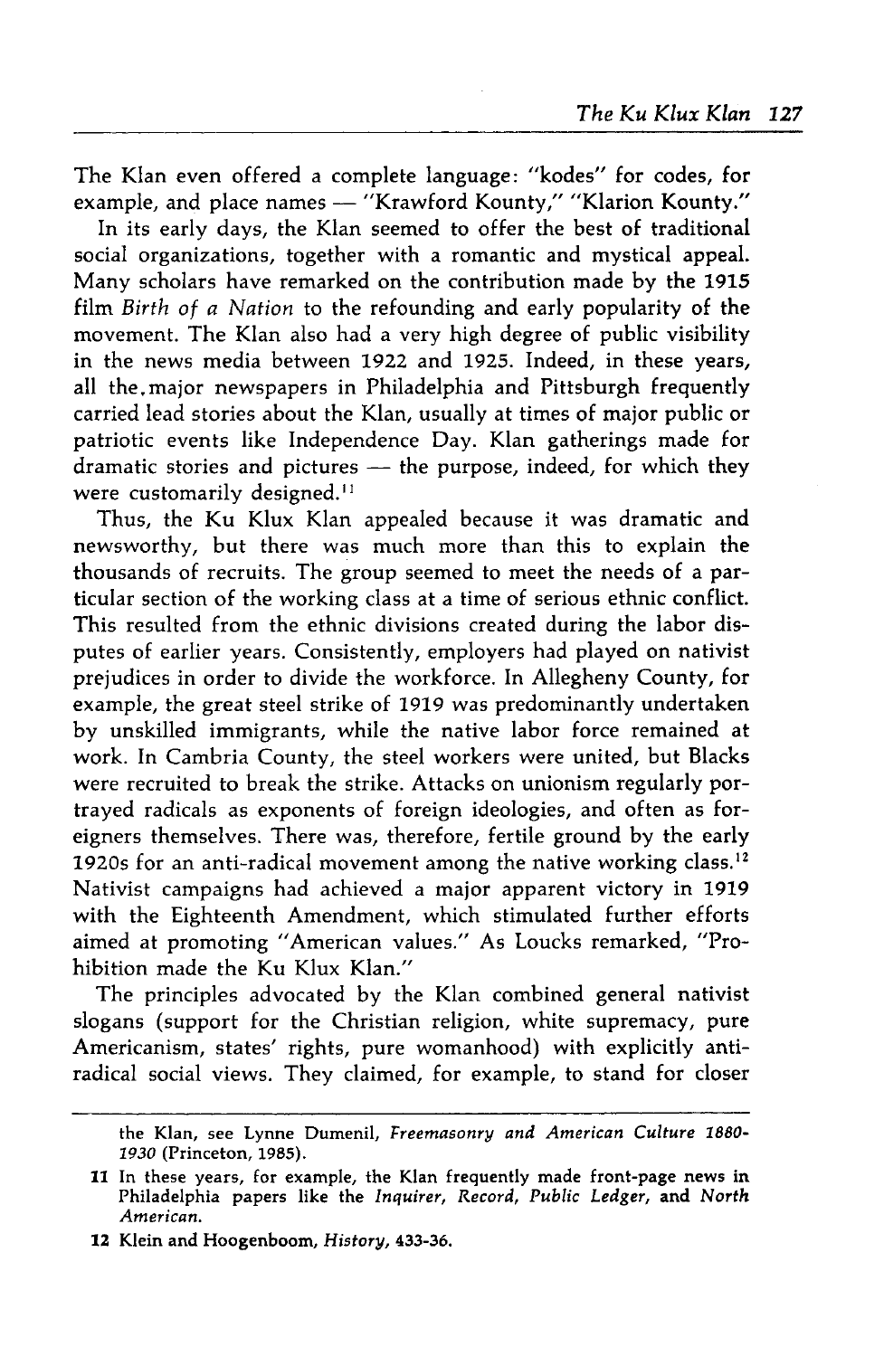The Klan even offered a complete language: "kodes" for codes, for example, and place names — "Krawford Kounty," "Klarion Kounty."

In its early days, the Klan seemed to offer the best of traditional social organizations, together with a romantic and mystical appeal. Many scholars have remarked on the contribution made by the 1915 film *Birth of a Nation* to the refounding and early popularity of the movement. The Klan also had a very high degree of public visibility in the news media between 1922 and 1925. Indeed, in these years, all the major newspapers in Philadelphia and Pittsburgh frequently carried lead stories about the Klan, usually at times of major public or patriotic events like Independence Day. Klan gatherings made for dramatic stories and pictures — the purpose, indeed, for which they were customarily designed.[11]

Thus, the Ku Klux Klan appealed because it was dramatic and newsworthy, but there was much more than this to explain the thousands of recruits. The group seemed to meet the needs of a particular section of the working class at a time of serious ethnic conflict. This resulted from the ethnic divisions created during the labor disputes of earlier years. Consistently, employers had played on nativist prejudices in order to divide the workforce. In Allegheny County, for example, the great steel strike of 1919 was predominantly undertaken by unskilled immigrants, while the native labor force remained at work. In Cambria County, the steel workers were united, but Blacks were recruited to break the strike. Attacks on unionism regularly portrayed radicals as exponents of foreign ideologies, and often as foreigners themselves. There was, therefore, fertile ground by the early 1920s for an anti-radical movement among the native working class.[12] Nativist campaigns had achieved a major apparent victory in 1919 with the Eighteenth Amendment, which stimulated further efforts aimed at promoting "American values." As Loucks remarked, "Prohibition made the Ku Klux Klan."

The principles advocated by the Klan combined general nativist slogans (support for the Christian religion, white supremacy, pure Americanism, states' rights, pure womanhood) with explicitly anti-radical social views. They claimed, for example, to stand for closer

---

the Klan, see Lynne Dumenil, *Freemasonry and American Culture 1880-1930* (Princeton, 1985).

11 In these years, for example, the Klan frequently made front-page news in Philadelphia papers like the *Inquirer*, *Record*, *Public Ledger*, and *North American*.

12 Klein and Hoogenboom, *History*, 433-36.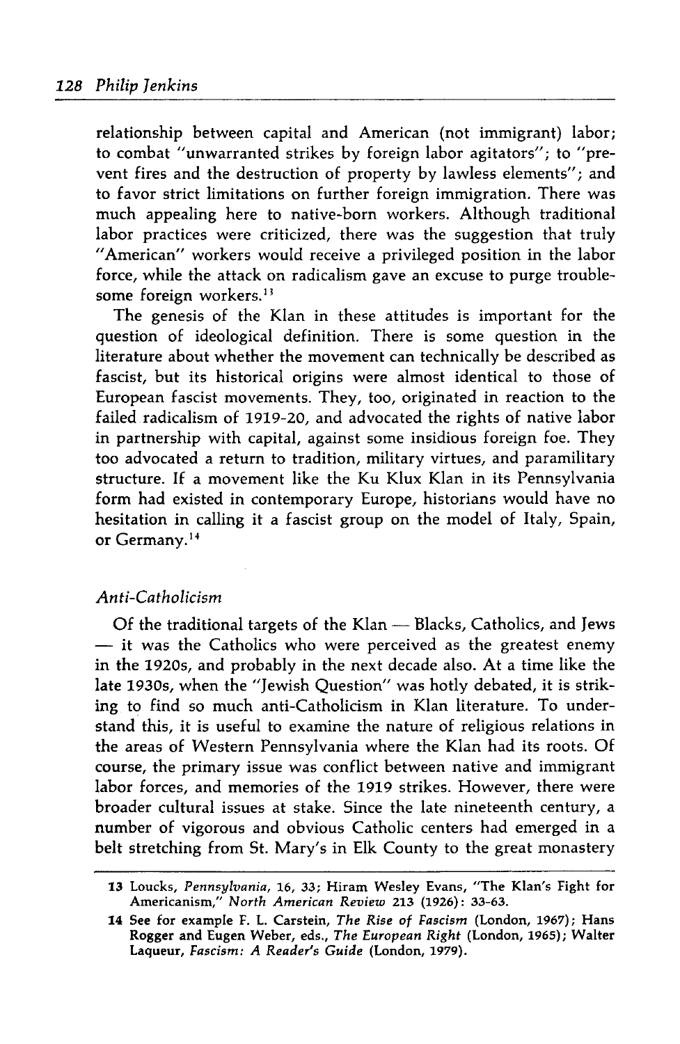relationship between capital and American (not immigrant) labor; to combat "unwarranted strikes by foreign labor agitators"; to "prevent fires and the destruction of property by lawless elements"; and to favor strict limitations on further foreign immigration. There was much appealing here to native-born workers. Although traditional labor practices were criticized, there was the suggestion that truly "American" workers would receive a privileged position in the labor force, while the attack on radicalism gave an excuse to purge troublesome foreign workers.[13]

The genesis of the Klan in these attitudes is important for the question of ideological definition. There is some question in the literature about whether the movement can technically be described as fascist, but its historical origins were almost identical to those of European fascist movements. They, too, originated in reaction to the failed radicalism of 1919-20, and advocated the rights of native labor in partnership with capital, against some insidious foreign foe. They too advocated a return to tradition, military virtues, and paramilitary structure. If a movement like the Ku Klux Klan in its Pennsylvania form had existed in contemporary Europe, historians would have no hesitation in calling it a fascist group on the model of Italy, Spain, or Germany.[14]

### *Anti-Catholicism*

Of the traditional targets of the Klan — Blacks, Catholics, and Jews — it was the Catholics who were perceived as the greatest enemy in the 1920s, and probably in the next decade also. At a time like the late 1930s, when the "Jewish Question" was hotly debated, it is striking to find so much anti-Catholicism in Klan literature. To understand this, it is useful to examine the nature of religious relations in the areas of Western Pennsylvania where the Klan had its roots. Of course, the primary issue was conflict between native and immigrant labor forces, and memories of the 1919 strikes. However, there were broader cultural issues at stake. Since the late nineteenth century, a number of vigorous and obvious Catholic centers had emerged in a belt stretching from St. Mary's in Elk County to the great monastery

---

13 Loucks, *Pennsylvania*, 16, 33; Hiram Wesley Evans, "The Klan's Fight for Americanism," *North American Review* 213 (1926): 33-63.

14 See for example F. L. Carstein, *The Rise of Fascism* (London, 1967); Hans Rogger and Eugen Weber, eds., *The European Right* (London, 1965); Walter Laqueur, *Fascism: A Reader's Guide* (London, 1979).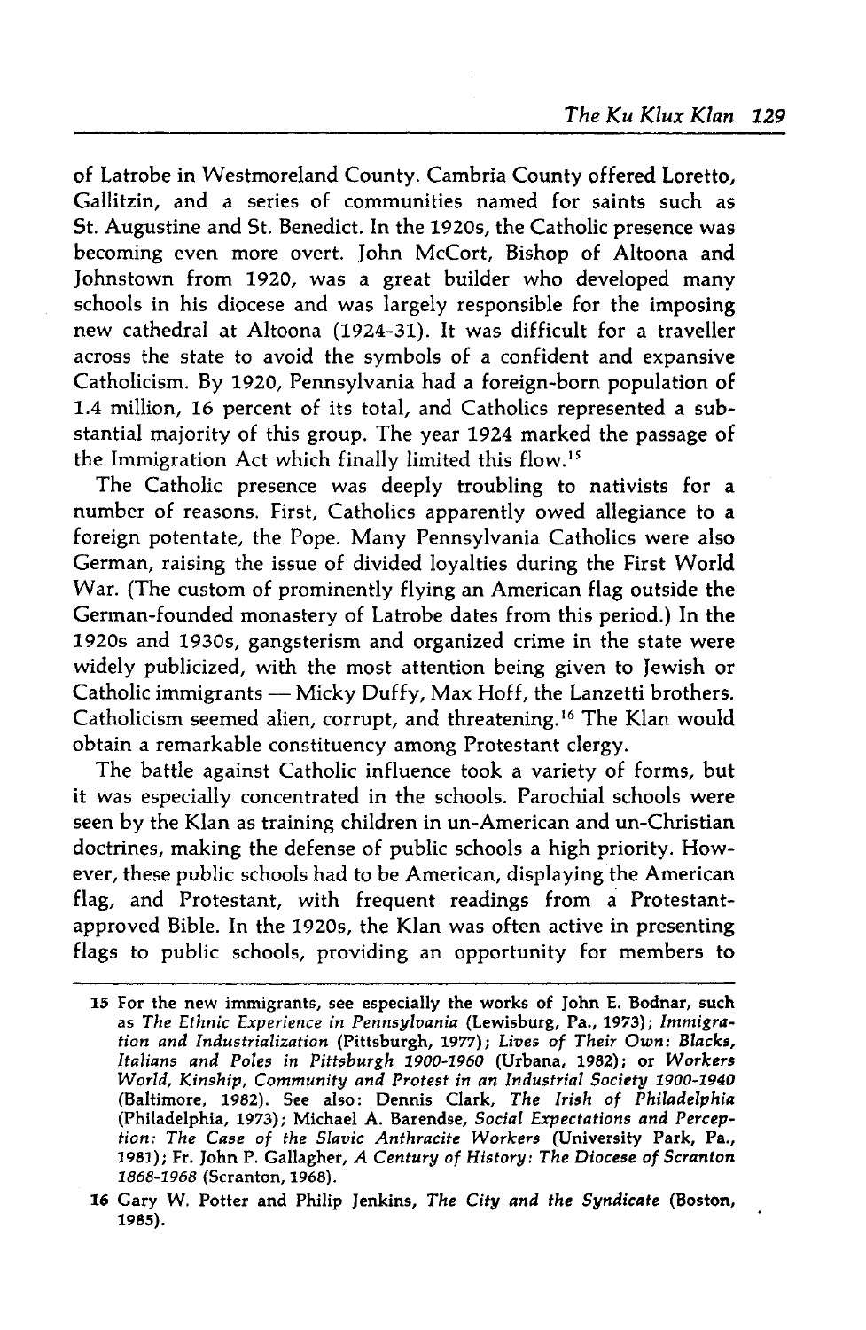of Latrobe in Westmoreland County. Cambria County offered Loretto, Gallitzin, and a series of communities named for saints such as St. Augustine and St. Benedict. In the 1920s, the Catholic presence was becoming even more overt. John McCort, Bishop of Altoona and Johnstown from 1920, was a great builder who developed many schools in his diocese and was largely responsible for the imposing new cathedral at Altoona (1924-31). It was difficult for a traveller across the state to avoid the symbols of a confident and expansive Catholicism. By 1920, Pennsylvania had a foreign-born population of 1.4 million, 16 percent of its total, and Catholics represented a substantial majority of this group. The year 1924 marked the passage of the Immigration Act which finally limited this flow.[15]

The Catholic presence was deeply troubling to nativists for a number of reasons. First, Catholics apparently owed allegiance to a foreign potentate, the Pope. Many Pennsylvania Catholics were also German, raising the issue of divided loyalties during the First World War. (The custom of prominently flying an American flag outside the German-founded monastery of Latrobe dates from this period.) In the 1920s and 1930s, gangsterism and organized crime in the state were widely publicized, with the most attention being given to Jewish or Catholic immigrants — Micky Duffy, Max Hoff, the Lanzetti brothers. Catholicism seemed alien, corrupt, and threatening.[16] The Klan would obtain a remarkable constituency among Protestant clergy.

The battle against Catholic influence took a variety of forms, but it was especially concentrated in the schools. Parochial schools were seen by the Klan as training children in un-American and un-Christian doctrines, making the defense of public schools a high priority. However, these public schools had to be American, displaying the American flag, and Protestant, with frequent readings from a Protestant-approved Bible. In the 1920s, the Klan was often active in presenting flags to public schools, providing an opportunity for members to

---

15 For the new immigrants, see especially the works of John E. Bodnar, such as *The Ethnic Experience in Pennsylvania* (Lewisburg, Pa., 1973); *Immigration and Industrialization* (Pittsburgh, 1977); *Lives of Their Own: Blacks, Italians and Poles in Pittsburgh 1900-1960* (Urbana, 1982); or *Workers World, Kinship, Community and Protest in an Industrial Society 1900-1940* (Baltimore, 1982). See also: Dennis Clark, *The Irish of Philadelphia* (Philadelphia, 1973); Michael A. Barendse, *Social Expectations and Perception: The Case of the Slavic Anthracite Workers* (University Park, Pa., 1981); Fr. John P. Gallagher, *A Century of History: The Diocese of Scranton 1868-1968* (Scranton, 1968).

16 Gary W. Potter and Philip Jenkins, *The City and the Syndicate* (Boston, 1985).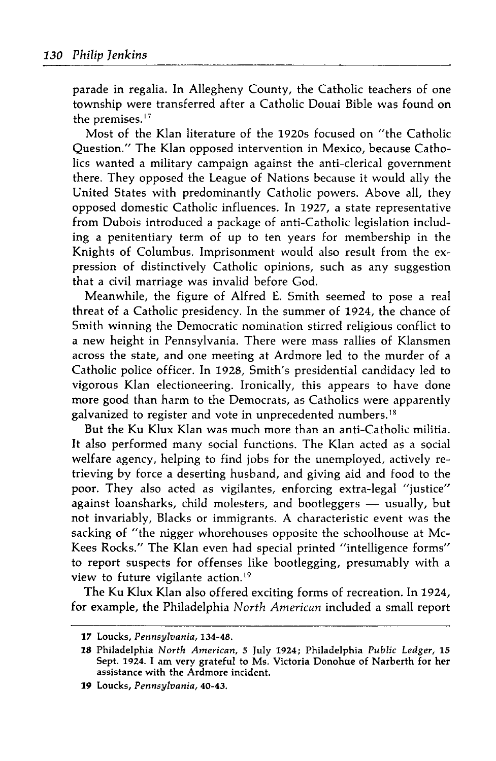parade in regalia. In Allegheny County, the Catholic teachers of one township were transferred after a Catholic Douai Bible was found on the premises.[17]

Most of the Klan literature of the 1920s focused on "the Catholic Question." The Klan opposed intervention in Mexico, because Catholics wanted a military campaign against the anti-clerical government there. They opposed the League of Nations because it would ally the United States with predominantly Catholic powers. Above all, they opposed domestic Catholic influences. In 1927, a state representative from Dubois introduced a package of anti-Catholic legislation including a penitentiary term of up to ten years for membership in the Knights of Columbus. Imprisonment would also result from the expression of distinctively Catholic opinions, such as any suggestion that a civil marriage was invalid before God.

Meanwhile, the figure of Alfred E. Smith seemed to pose a real threat of a Catholic presidency. In the summer of 1924, the chance of Smith winning the Democratic nomination stirred religious conflict to a new height in Pennsylvania. There were mass rallies of Klansmen across the state, and one meeting at Ardmore led to the murder of a Catholic police officer. In 1928, Smith's presidential candidacy led to vigorous Klan electioneering. Ironically, this appears to have done more good than harm to the Democrats, as Catholics were apparently galvanized to register and vote in unprecedented numbers.[18]

But the Ku Klux Klan was much more than an anti-Catholic militia. It also performed many social functions. The Klan acted as a social welfare agency, helping to find jobs for the unemployed, actively retrieving by force a deserting husband, and giving aid and food to the poor. They also acted as vigilantes, enforcing extra-legal "justice" against loansharks, child molesters, and bootleggers — usually, but not invariably, Blacks or immigrants. A characteristic event was the sacking of "the nigger whorehouses opposite the schoolhouse at McKees Rocks." The Klan even had special printed "intelligence forms" to report suspects for offenses like bootlegging, presumably with a view to future vigilante action.[19]

The Ku Klux Klan also offered exciting forms of recreation. In 1924, for example, the Philadelphia *North American* included a small report

---

17 Loucks, *Pennsylvania*, 134-48.

18 Philadelphia *North American*, 5 July 1924; Philadelphia *Public Ledger*, 15 Sept. 1924. I am very grateful to Ms. Victoria Donohue of Narberth for her assistance with the Ardmore incident.

19 Loucks, *Pennsylvania*, 40-43.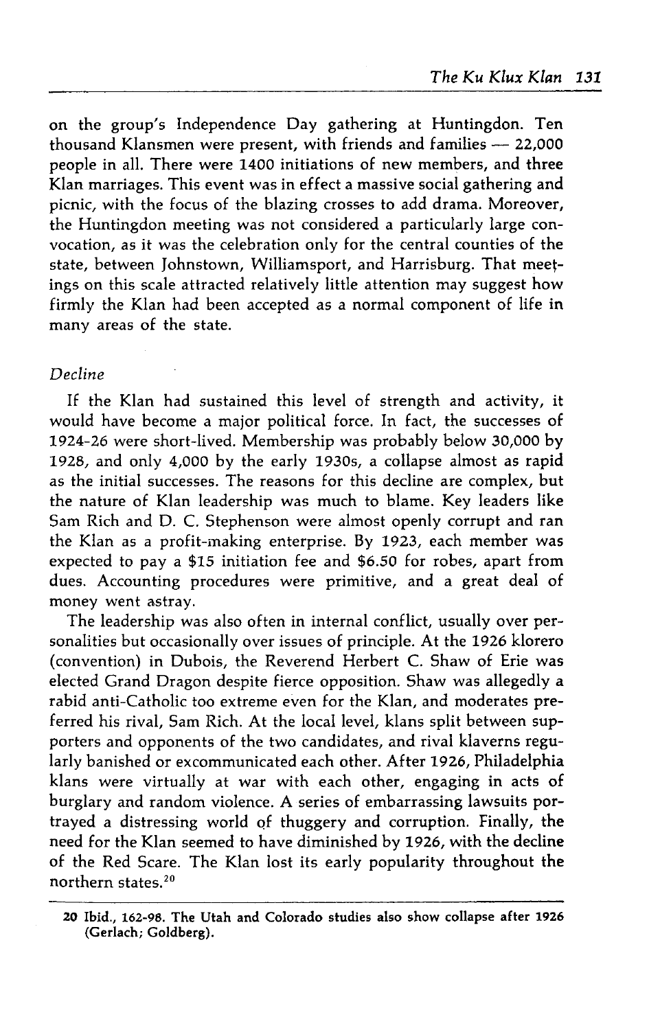on the group's Independence Day gathering at Huntingdon. Ten thousand Klansmen were present, with friends and families — 22,000 people in all. There were 1400 initiations of new members, and three Klan marriages. This event was in effect a massive social gathering and picnic, with the focus of the blazing crosses to add drama. Moreover, the Huntingdon meeting was not considered a particularly large convocation, as it was the celebration only for the central counties of the state, between Johnstown, Williamsport, and Harrisburg. That meetings on this scale attracted relatively little attention may suggest how firmly the Klan had been accepted as a normal component of life in many areas of the state.

*Decline*

If the Klan had sustained this level of strength and activity, it would have become a major political force. In fact, the successes of 1924-26 were short-lived. Membership was probably below 30,000 by 1928, and only 4,000 by the early 1930s, a collapse almost as rapid as the initial successes. The reasons for this decline are complex, but the nature of Klan leadership was much to blame. Key leaders like Sam Rich and D. C. Stephenson were almost openly corrupt and ran the Klan as a profit-making enterprise. By 1923, each member was expected to pay a $15 initiation fee and $6.50 for robes, apart from dues. Accounting procedures were primitive, and a great deal of money went astray.

The leadership was also often in internal conflict, usually over personalities but occasionally over issues of principle. At the 1926 klorero (convention) in Dubois, the Reverend Herbert C. Shaw of Erie was elected Grand Dragon despite fierce opposition. Shaw was allegedly a rabid anti-Catholic too extreme even for the Klan, and moderates preferred his rival, Sam Rich. At the local level, klans split between supporters and opponents of the two candidates, and rival klaverns regularly banished or excommunicated each other. After 1926, Philadelphia klans were virtually at war with each other, engaging in acts of burglary and random violence. A series of embarrassing lawsuits portrayed a distressing world of thuggery and corruption. Finally, the need for the Klan seemed to have diminished by 1926, with the decline of the Red Scare. The Klan lost its early popularity throughout the northern states.[20]

---

20 Ibid., 162-98. The Utah and Colorado studies also show collapse after 1926 (Gerlach; Goldberg).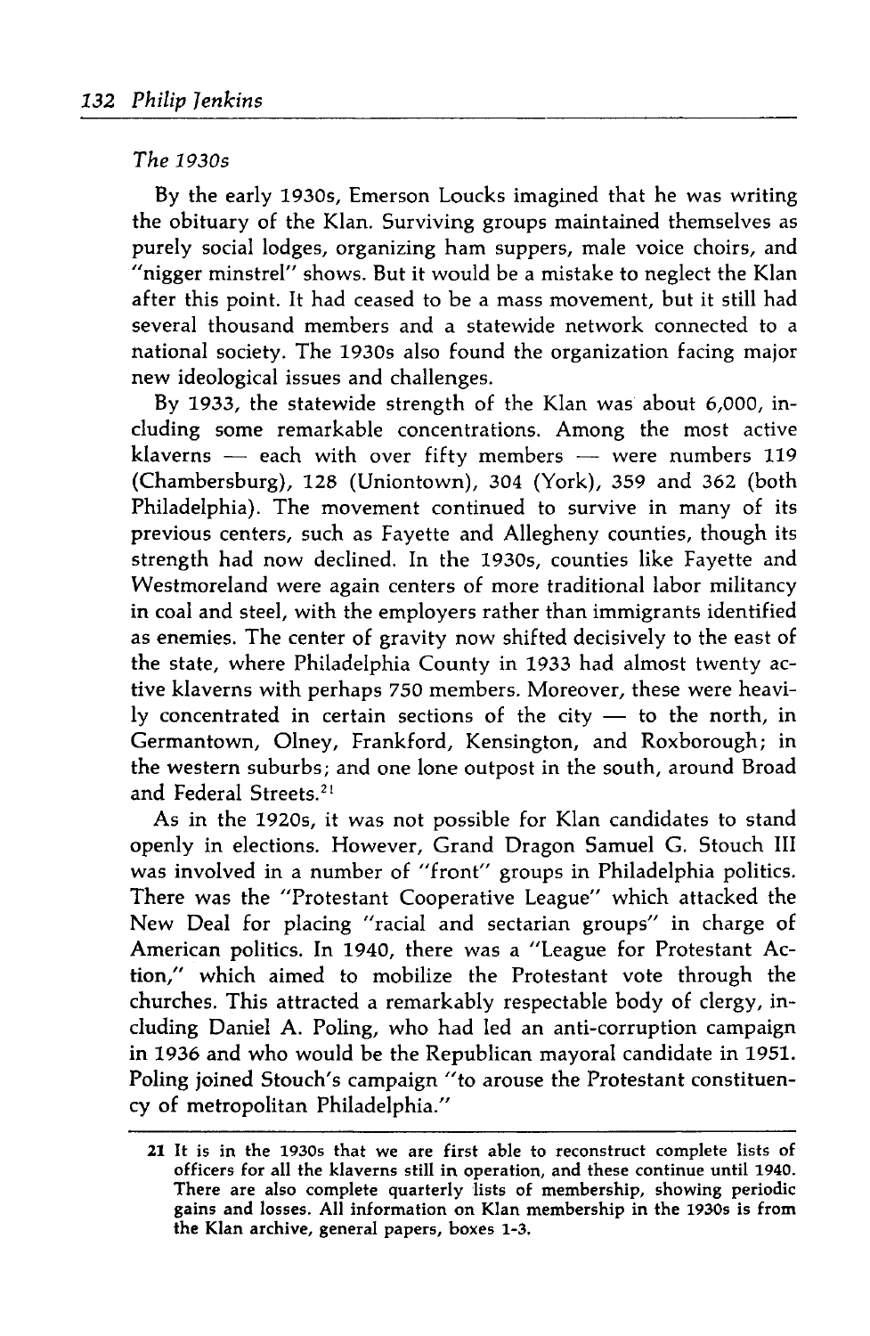### *The 1930s*

By the early 1930s, Emerson Loucks imagined that he was writing the obituary of the Klan. Surviving groups maintained themselves as purely social lodges, organizing ham suppers, male voice choirs, and "nigger minstrel" shows. But it would be a mistake to neglect the Klan after this point. It had ceased to be a mass movement, but it still had several thousand members and a statewide network connected to a national society. The 1930s also found the organization facing major new ideological issues and challenges.

By 1933, the statewide strength of the Klan was about 6,000, including some remarkable concentrations. Among the most active klaverns — each with over fifty members — were numbers 119 (Chambersburg), 128 (Uniontown), 304 (York), 359 and 362 (both Philadelphia). The movement continued to survive in many of its previous centers, such as Fayette and Allegheny counties, though its strength had now declined. In the 1930s, counties like Fayette and Westmoreland were again centers of more traditional labor militancy in coal and steel, with the employers rather than immigrants identified as enemies. The center of gravity now shifted decisively to the east of the state, where Philadelphia County in 1933 had almost twenty active klaverns with perhaps 750 members. Moreover, these were heavily concentrated in certain sections of the city — to the north, in Germantown, Olney, Frankford, Kensington, and Roxborough; in the western suburbs; and one lone outpost in the south, around Broad and Federal Streets.[21]

As in the 1920s, it was not possible for Klan candidates to stand openly in elections. However, Grand Dragon Samuel G. Stouch III was involved in a number of "front" groups in Philadelphia politics. There was the "Protestant Cooperative League" which attacked the New Deal for placing "racial and sectarian groups" in charge of American politics. In 1940, there was a "League for Protestant Action," which aimed to mobilize the Protestant vote through the churches. This attracted a remarkably respectable body of clergy, including Daniel A. Poling, who had led an anti-corruption campaign in 1936 and who would be the Republican mayoral candidate in 1951. Poling joined Stouch's campaign "to arouse the Protestant constituency of metropolitan Philadelphia."

---

21 It is in the 1930s that we are first able to reconstruct complete lists of officers for all the klaverns still in operation, and these continue until 1940. There are also complete quarterly lists of membership, showing periodic gains and losses. All information on Klan membership in the 1930s is from the Klan archive, general papers, boxes 1-3.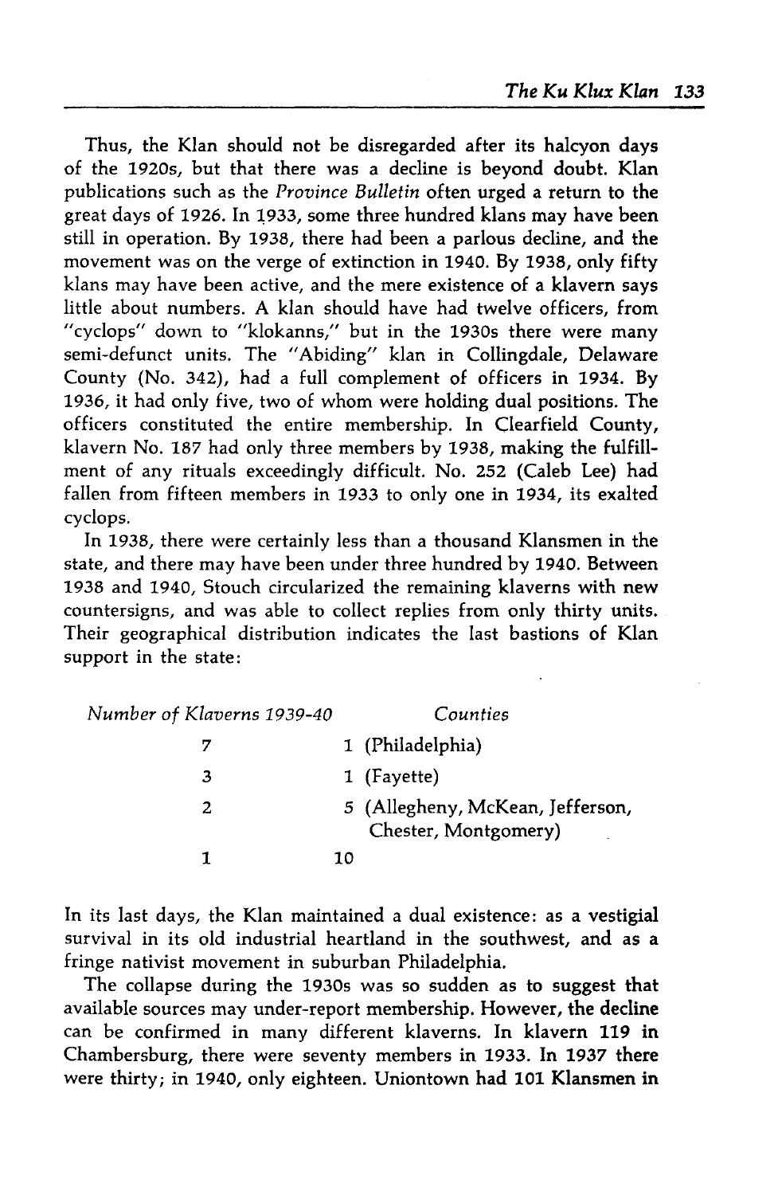Thus, the Klan should not be disregarded after its halcyon days of the 1920s, but that there was a decline is beyond doubt. Klan publications such as the *Province Bulletin* often urged a return to the great days of 1926. In 1933, some three hundred klans may have been still in operation. By 1938, there had been a parlous decline, and the movement was on the verge of extinction in 1940. By 1938, only fifty klans may have been active, and the mere existence of a klavern says little about numbers. A klan should have had twelve officers, from "cyclops" down to "klokanns," but in the 1930s there were many semi-defunct units. The "Abiding" klan in Collingdale, Delaware County (No. 342), had a full complement of officers in 1934. By 1936, it had only five, two of whom were holding dual positions. The officers constituted the entire membership. In Clearfield County, klavern No. 187 had only three members by 1938, making the fulfillment of any rituals exceedingly difficult. No. 252 (Caleb Lee) had fallen from fifteen members in 1933 to only one in 1934, its exalted cyclops.

In 1938, there were certainly less than a thousand Klansmen in the state, and there may have been under three hundred by 1940. Between 1938 and 1940, Stouch circularized the remaining klaverns with new countersigns, and was able to collect replies from only thirty units. Their geographical distribution indicates the last bastions of Klan support in the state:

| *Number of Klaverns 1939-40* | *Counties* |
|---|---|
| 7 | 1 (Philadelphia) |
| 3 | 1 (Fayette) |
| 2 | 5 (Allegheny, McKean, Jefferson, Chester, Montgomery) |
| 1 | 10 |

In its last days, the Klan maintained a dual existence: as a vestigial survival in its old industrial heartland in the southwest, and as a fringe nativist movement in suburban Philadelphia.

The collapse during the 1930s was so sudden as to suggest that available sources may under-report membership. However, the decline can be confirmed in many different klaverns. In klavern 119 in Chambersburg, there were seventy members in 1933. In 1937 there were thirty; in 1940, only eighteen. Uniontown had 101 Klansmen in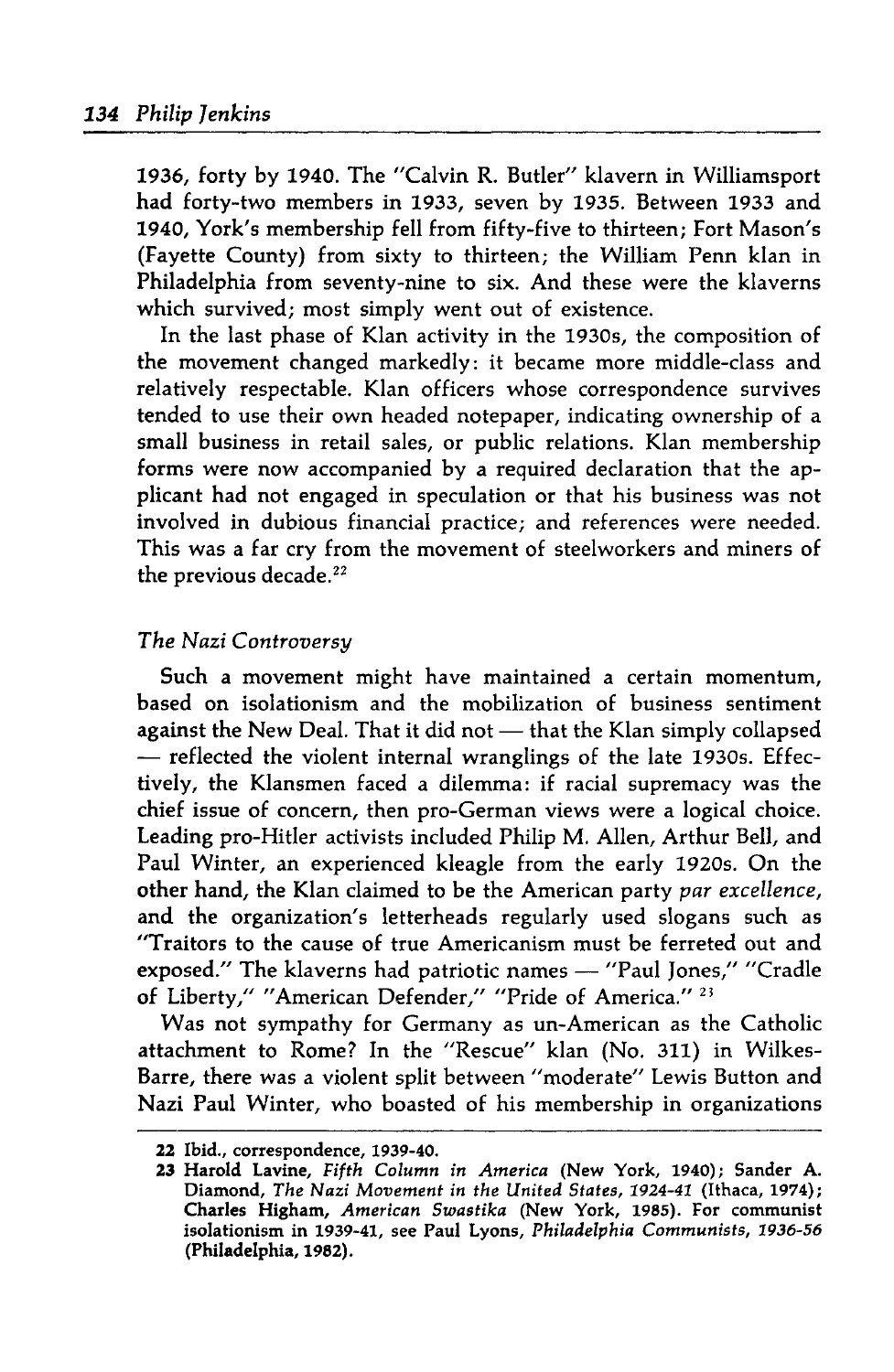1936, forty by 1940. The "Calvin R. Butler" klavern in Williamsport had forty-two members in 1933, seven by 1935. Between 1933 and 1940, York's membership fell from fifty-five to thirteen; Fort Mason's (Fayette County) from sixty to thirteen; the William Penn klan in Philadelphia from seventy-nine to six. And these were the klaverns which survived; most simply went out of existence.

In the last phase of Klan activity in the 1930s, the composition of the movement changed markedly: it became more middle-class and relatively respectable. Klan officers whose correspondence survives tended to use their own headed notepaper, indicating ownership of a small business in retail sales, or public relations. Klan membership forms were now accompanied by a required declaration that the applicant had not engaged in speculation or that his business was not involved in dubious financial practice; and references were needed. This was a far cry from the movement of steelworkers and miners of the previous decade.[22]

### *The Nazi Controversy*

Such a movement might have maintained a certain momentum, based on isolationism and the mobilization of business sentiment against the New Deal. That it did not — that the Klan simply collapsed — reflected the violent internal wranglings of the late 1930s. Effectively, the Klansmen faced a dilemma: if racial supremacy was the chief issue of concern, then pro-German views were a logical choice. Leading pro-Hitler activists included Philip M. Allen, Arthur Bell, and Paul Winter, an experienced kleagle from the early 1920s. On the other hand, the Klan claimed to be the American party *par excellence*, and the organization's letterheads regularly used slogans such as "Traitors to the cause of true Americanism must be ferreted out and exposed." The klaverns had patriotic names — "Paul Jones," "Cradle of Liberty," "American Defender," "Pride of America."[23]

Was not sympathy for Germany as un-American as the Catholic attachment to Rome? In the "Rescue" klan (No. 311) in Wilkes-Barre, there was a violent split between "moderate" Lewis Button and Nazi Paul Winter, who boasted of his membership in organizations

---

22 Ibid., correspondence, 1939-40.

23 Harold Lavine, *Fifth Column in America* (New York, 1940); Sander A. Diamond, *The Nazi Movement in the United States, 1924-41* (Ithaca, 1974); Charles Higham, *American Swastika* (New York, 1985). For communist isolationism in 1939-41, see Paul Lyons, *Philadelphia Communists, 1936-56* (Philadelphia, 1982).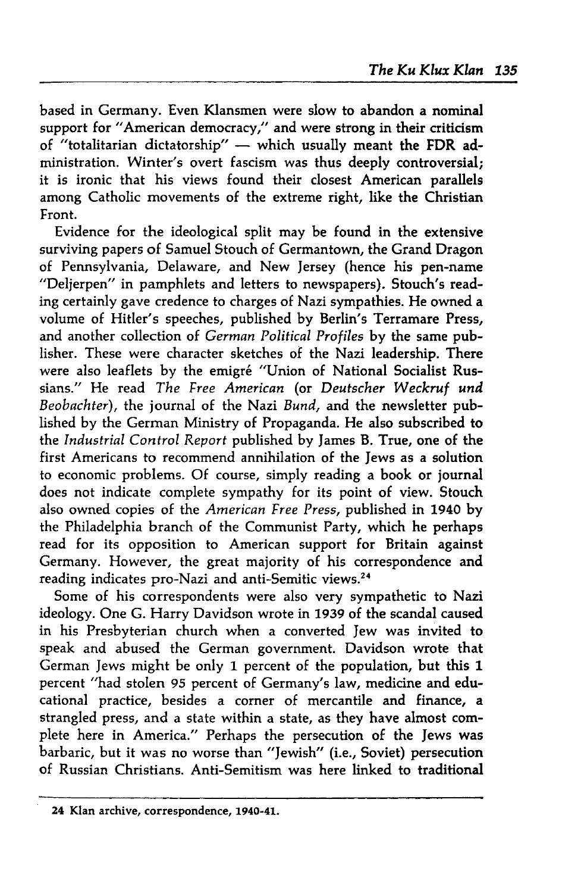based in Germany. Even Klansmen were slow to abandon a nominal support for "American democracy," and were strong in their criticism of "totalitarian dictatorship" — which usually meant the FDR administration. Winter's overt fascism was thus deeply controversial; it is ironic that his views found their closest American parallels among Catholic movements of the extreme right, like the Christian Front.

Evidence for the ideological split may be found in the extensive surviving papers of Samuel Stouch of Germantown, the Grand Dragon of Pennsylvania, Delaware, and New Jersey (hence his pen-name "Deljerpen" in pamphlets and letters to newspapers). Stouch's reading certainly gave credence to charges of Nazi sympathies. He owned a volume of Hitler's speeches, published by Berlin's Terramare Press, and another collection of *German Political Profiles* by the same publisher. These were character sketches of the Nazi leadership. There were also leaflets by the emigré "Union of National Socialist Russians." He read *The Free American* (or *Deutscher Weckruf und Beobachter*), the journal of the Nazi *Bund*, and the newsletter published by the German Ministry of Propaganda. He also subscribed to the *Industrial Control Report* published by James B. True, one of the first Americans to recommend annihilation of the Jews as a solution to economic problems. Of course, simply reading a book or journal does not indicate complete sympathy for its point of view. Stouch also owned copies of the *American Free Press*, published in 1940 by the Philadelphia branch of the Communist Party, which he perhaps read for its opposition to American support for Britain against Germany. However, the great majority of his correspondence and reading indicates pro-Nazi and anti-Semitic views.[24]

Some of his correspondents were also very sympathetic to Nazi ideology. One G. Harry Davidson wrote in 1939 of the scandal caused in his Presbyterian church when a converted Jew was invited to speak and abused the German government. Davidson wrote that German Jews might be only 1 percent of the population, but this 1 percent "had stolen 95 percent of Germany's law, medicine and educational practice, besides a corner of mercantile and finance, a strangled press, and a state within a state, as they have almost complete here in America." Perhaps the persecution of the Jews was barbaric, but it was no worse than "Jewish" (i.e., Soviet) persecution of Russian Christians. Anti-Semitism was here linked to traditional

---

24 Klan archive, correspondence, 1940-41.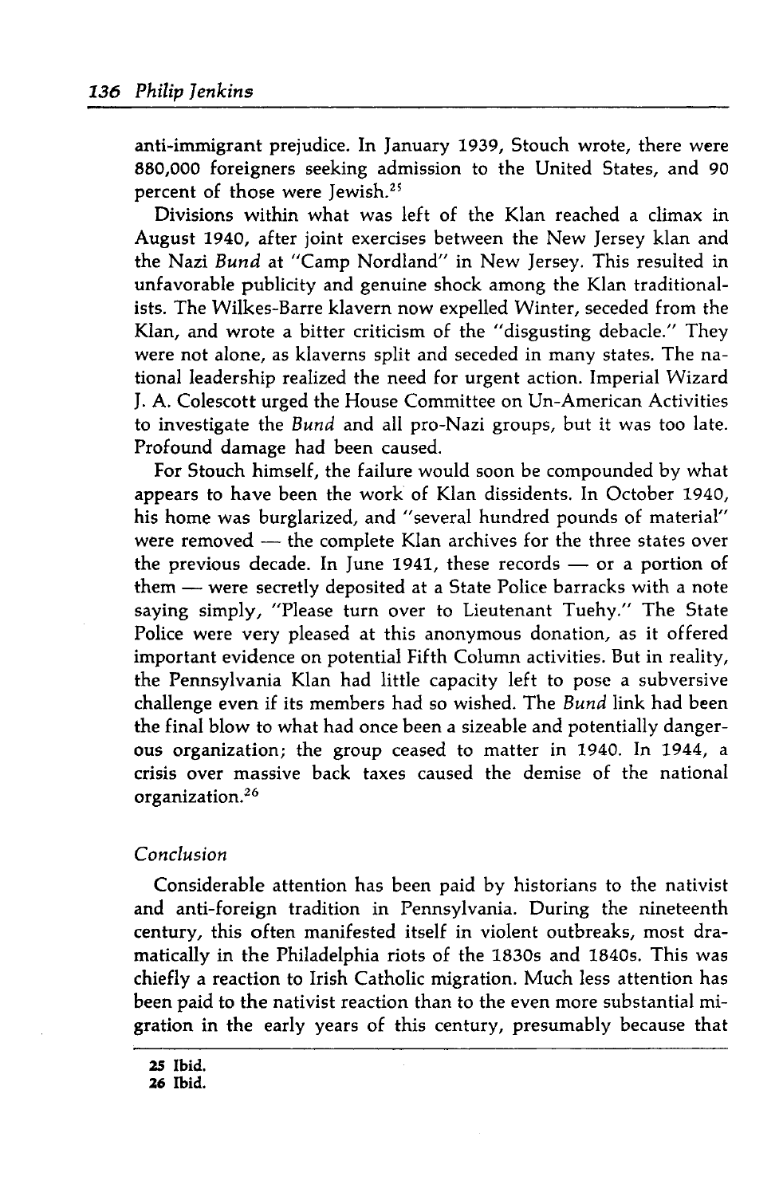anti-immigrant prejudice. In January 1939, Stouch wrote, there were 880,000 foreigners seeking admission to the United States, and 90 percent of those were Jewish.[25]

Divisions within what was left of the Klan reached a climax in August 1940, after joint exercises between the New Jersey klan and the Nazi *Bund* at "Camp Nordland" in New Jersey. This resulted in unfavorable publicity and genuine shock among the Klan traditionalists. The Wilkes-Barre klavern now expelled Winter, seceded from the Klan, and wrote a bitter criticism of the "disgusting debacle." They were not alone, as klaverns split and seceded in many states. The national leadership realized the need for urgent action. Imperial Wizard J. A. Colescott urged the House Committee on Un-American Activities to investigate the *Bund* and all pro-Nazi groups, but it was too late. Profound damage had been caused.

For Stouch himself, the failure would soon be compounded by what appears to have been the work of Klan dissidents. In October 1940, his home was burglarized, and "several hundred pounds of material" were removed — the complete Klan archives for the three states over the previous decade. In June 1941, these records — or a portion of them — were secretly deposited at a State Police barracks with a note saying simply, "Please turn over to Lieutenant Tuehy." The State Police were very pleased at this anonymous donation, as it offered important evidence on potential Fifth Column activities. But in reality, the Pennsylvania Klan had little capacity left to pose a subversive challenge even if its members had so wished. The *Bund* link had been the final blow to what had once been a sizeable and potentially dangerous organization; the group ceased to matter in 1940. In 1944, a crisis over massive back taxes caused the demise of the national organization.[26]

### *Conclusion*

Considerable attention has been paid by historians to the nativist and anti-foreign tradition in Pennsylvania. During the nineteenth century, this often manifested itself in violent outbreaks, most dramatically in the Philadelphia riots of the 1830s and 1840s. This was chiefly a reaction to Irish Catholic migration. Much less attention has been paid to the nativist reaction than to the even more substantial migration in the early years of this century, presumably because that

---

**25** Ibid.
**26** Ibid.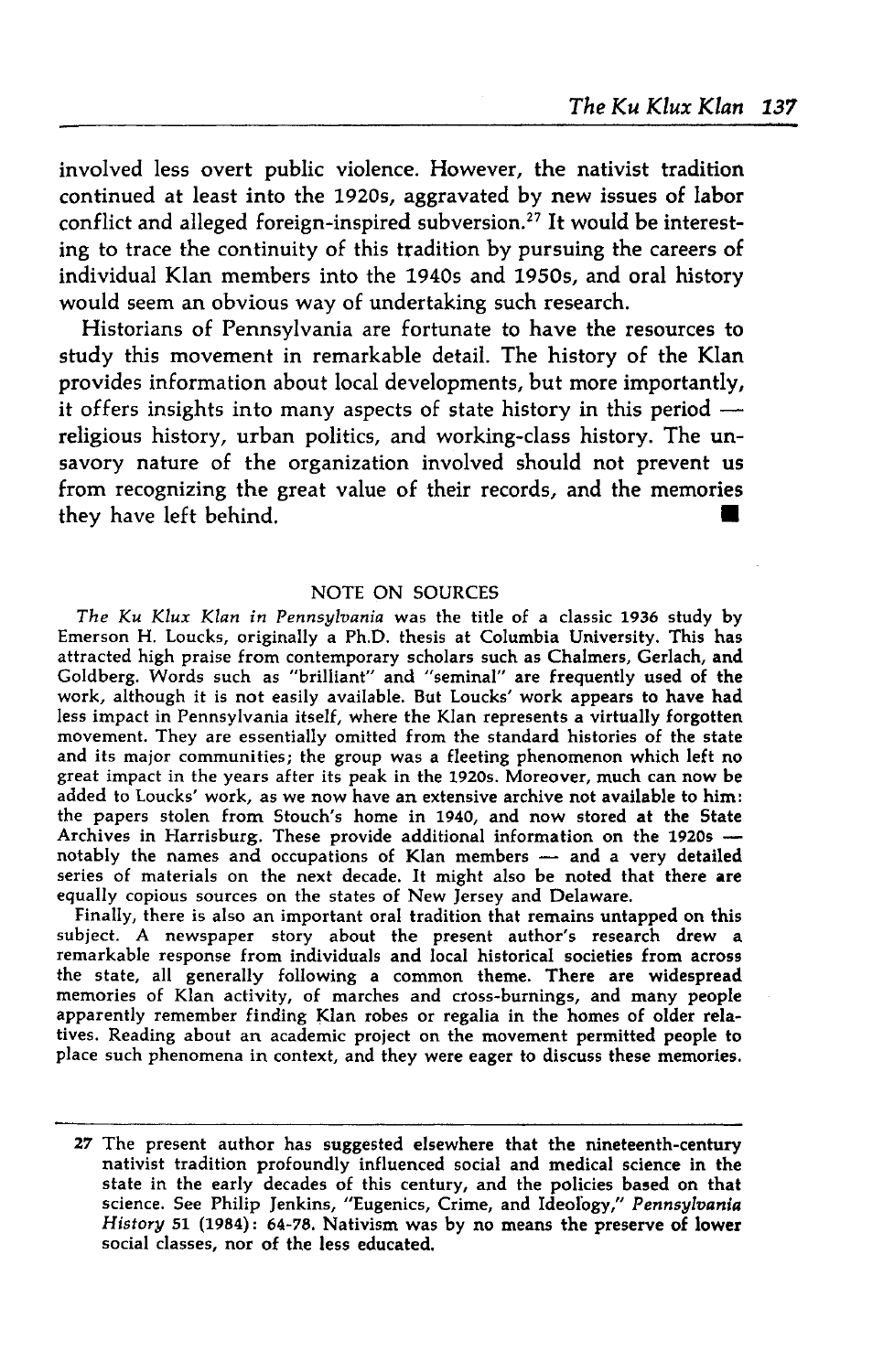involved less overt public violence. However, the nativist tradition continued at least into the 1920s, aggravated by new issues of labor conflict and alleged foreign-inspired subversion.[27] It would be interesting to trace the continuity of this tradition by pursuing the careers of individual Klan members into the 1940s and 1950s, and oral history would seem an obvious way of undertaking such research.

Historians of Pennsylvania are fortunate to have the resources to study this movement in remarkable detail. The history of the Klan provides information about local developments, but more importantly, it offers insights into many aspects of state history in this period — religious history, urban politics, and working-class history. The unsavory nature of the organization involved should not prevent us from recognizing the great value of their records, and the memories they have left behind. ■

## NOTE ON SOURCES

*The Ku Klux Klan in Pennsylvania* was the title of a classic 1936 study by Emerson H. Loucks, originally a Ph.D. thesis at Columbia University. This has attracted high praise from contemporary scholars such as Chalmers, Gerlach, and Goldberg. Words such as "brilliant" and "seminal" are frequently used of the work, although it is not easily available. But Loucks' work appears to have had less impact in Pennsylvania itself, where the Klan represents a virtually forgotten movement. They are essentially omitted from the standard histories of the state and its major communities; the group was a fleeting phenomenon which left no great impact in the years after its peak in the 1920s. Moreover, much can now be added to Loucks' work, as we now have an extensive archive not available to him: the papers stolen from Stouch's home in 1940, and now stored at the State Archives in Harrisburg. These provide additional information on the 1920s — notably the names and occupations of Klan members — and a very detailed series of materials on the next decade. It might also be noted that there are equally copious sources on the states of New Jersey and Delaware.

Finally, there is also an important oral tradition that remains untapped on this subject. A newspaper story about the present author's research drew a remarkable response from individuals and local historical societies from across the state, all generally following a common theme. There are widespread memories of Klan activity, of marches and cross-burnings, and many people apparently remember finding Klan robes or regalia in the homes of older relatives. Reading about an academic project on the movement permitted people to place such phenomena in context, and they were eager to discuss these memories.

---

27 The present author has suggested elsewhere that the nineteenth-century nativist tradition profoundly influenced social and medical science in the state in the early decades of this century, and the policies based on that science. See Philip Jenkins, "Eugenics, Crime, and Ideology," *Pennsylvania History* 51 (1984): 64-78. Nativism was by no means the preserve of lower social classes, nor of the less educated.